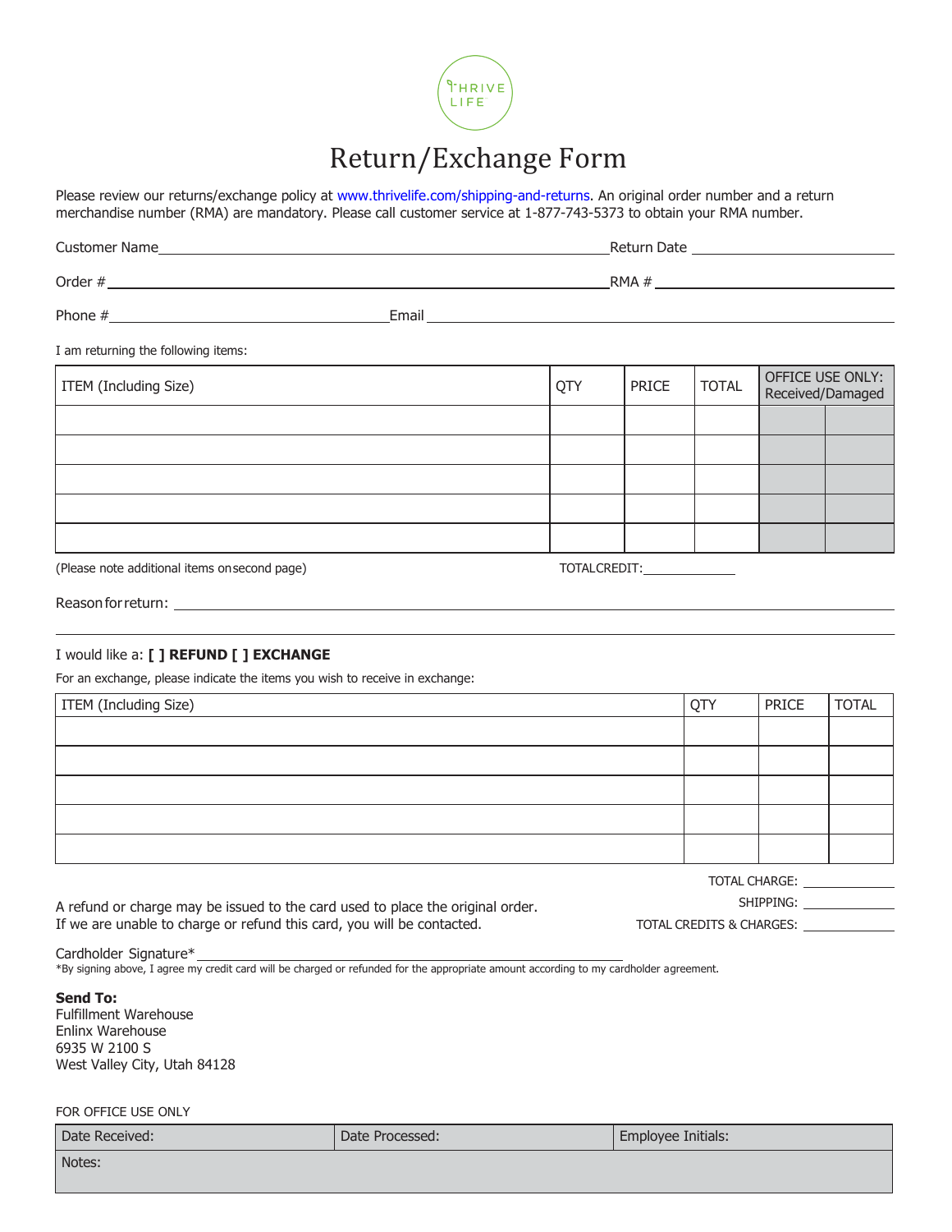THRIVE LIFE

# Return/Exchange Form

Please review our returns/exchange policy at www.thrivelife.com/shipping-and-returns. An original order number and a return merchandise number (RMA) are mandatory. Please call customer service at 1-877-743-5373 to obtain your RMA number.

Customer Name_______________________________ Return Date _______________

Order # _______________________________ RMA # _______________

Phone # _______________ Email _______________________________

I am returning the following items:

| ITEM (Including Size) | QTY | PRICE | TOTAL | OFFICE USE ONLY: Received/Damaged | |
|---|---|---|---|---|---|
| | | | | | |
| | | | | | |
| | | | | | |
| | | | | | |
| | | | | | |

(Please note additional items on second page)     TOTAL CREDIT: __________

Reason for return: _______________________________

I would like a: **[ ] REFUND [ ] EXCHANGE**

For an exchange, please indicate the items you wish to receive in exchange:

| ITEM (Including Size) | QTY | PRICE | TOTAL |
|---|---|---|---|
| | | | |
| | | | |
| | | | |
| | | | |
| | | | |

TOTAL CHARGE: __________

SHIPPING: __________

TOTAL CREDITS & CHARGES: __________

A refund or charge may be issued to the card used to place the original order.
If we are unable to charge or refund this card, you will be contacted.

Cardholder Signature* _______________________________

*By signing above, I agree my credit card will be charged or refunded for the appropriate amount according to my cardholder agreement.

**Send To:**
Fulfillment Warehouse
Enlinx Warehouse
6935 W 2100 S
West Valley City, Utah 84128

FOR OFFICE USE ONLY

| Date Received: | Date Processed: | Employee Initials: |
|---|---|---|
| Notes: | | |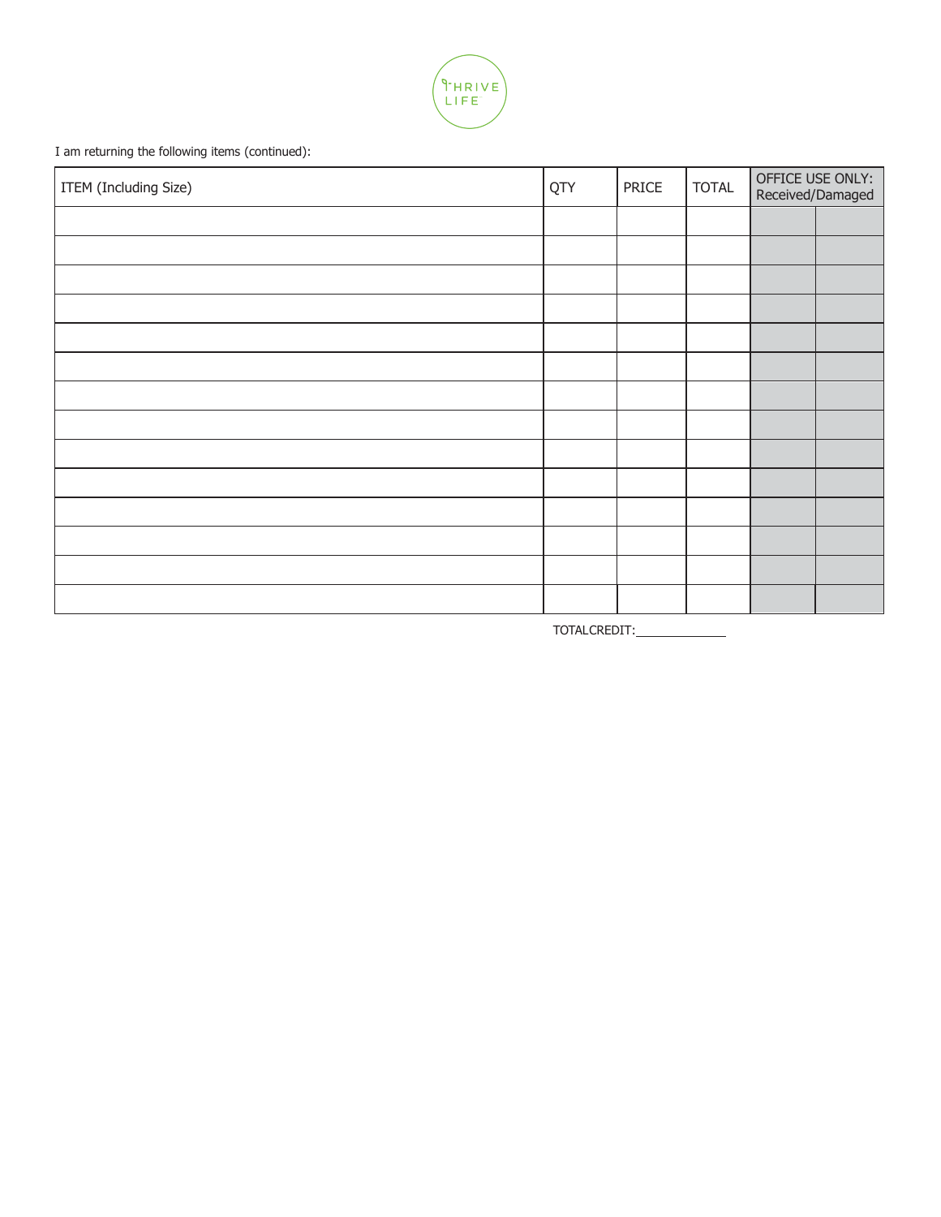THRIVE LIFE

I am returning the following items (continued):

| ITEM (Including Size) | QTY | PRICE | TOTAL | OFFICE USE ONLY: Received/Damaged | |
|---|---|---|---|---|---|
| | | | | | |
| | | | | | |
| | | | | | |
| | | | | | |
| | | | | | |
| | | | | | |
| | | | | | |
| | | | | | |
| | | | | | |
| | | | | | |
| | | | | | |
| | | | | | |
| | | | | | |
| | | | | | |

TOTALCREDIT:_____________